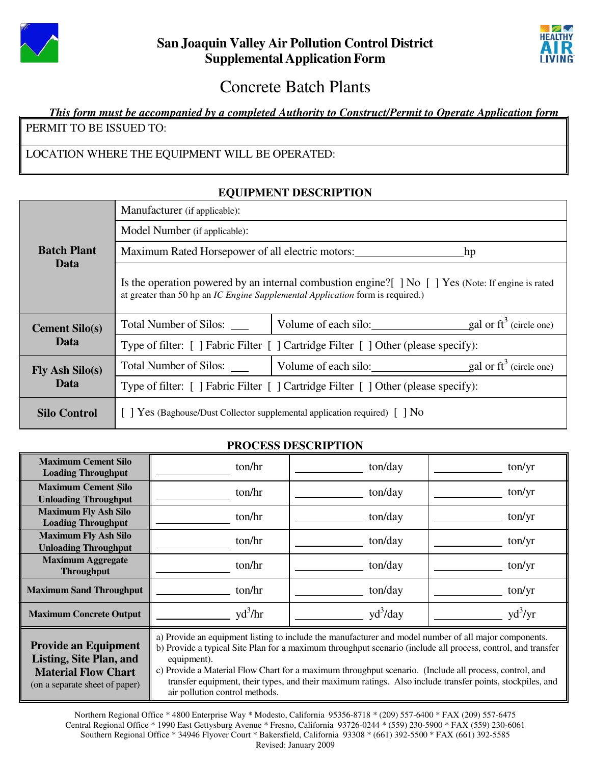# San Joaquin Valley Air Pollution Control District
## Supplemental Application Form

# Concrete Batch Plants

***This form must be accompanied by a completed Authority to Construct/Permit to Operate Application form***

| PERMIT TO BE ISSUED TO: |
|---|
| LOCATION WHERE THE EQUIPMENT WILL BE OPERATED: |

### EQUIPMENT DESCRIPTION

| | | |
|---|---|---|
| **Batch Plant Data** | Manufacturer (if applicable): | |
| | Model Number (if applicable): | |
| | Maximum Rated Horsepower of all electric motors:__________________hp | |
| | Is the operation powered by an internal combustion engine?[ ] No [ ] Yes (Note: If engine is rated at greater than 50 hp an *IC Engine Supplemental Application* form is required.) | |
| **Cement Silo(s) Data** | Total Number of Silos: ___ | Volume of each silo:________________gal or $ft^3$ (circle one) |
| | Type of filter: [ ] Fabric Filter [ ] Cartridge Filter [ ] Other (please specify): | |
| **Fly Ash Silo(s) Data** | Total Number of Silos: ___ | Volume of each silo:________________gal or $ft^3$ (circle one) |
| | Type of filter: [ ] Fabric Filter [ ] Cartridge Filter [ ] Other (please specify): | |
| **Silo Control** | [ ] Yes (Baghouse/Dust Collector supplemental application required) [ ] No | |

### PROCESS DESCRIPTION

| | | | |
|---|---|---|---|
| **Maximum Cement Silo Loading Throughput** | ____________ ton/hr | ____________ ton/day | ____________ ton/yr |
| **Maximum Cement Silo Unloading Throughput** | ____________ ton/hr | ____________ ton/day | ____________ ton/yr |
| **Maximum Fly Ash Silo Loading Throughput** | ____________ ton/hr | ____________ ton/day | ____________ ton/yr |
| **Maximum Fly Ash Silo Unloading Throughput** | ____________ ton/hr | ____________ ton/day | ____________ ton/yr |
| **Maximum Aggregate Throughput** | ____________ ton/hr | ____________ ton/day | ____________ ton/yr |
| **Maximum Sand Throughput** | ____________ ton/hr | ____________ ton/day | ____________ ton/yr |
| **Maximum Concrete Output** | ____________ $yd^3$/hr | ____________ $yd^3$/day | ____________ $yd^3$/yr |

| | |
|---|---|
| **Provide an Equipment Listing, Site Plan, and Material Flow Chart** (on a separate sheet of paper) | a) Provide an equipment listing to include the manufacturer and model number of all major components.<br>b) Provide a typical Site Plan for a maximum throughput scenario (include all process, control, and transfer equipment).<br>c) Provide a Material Flow Chart for a maximum throughput scenario. (Include all process, control, and transfer equipment, their types, and their maximum ratings. Also include transfer points, stockpiles, and air pollution control methods. |

Northern Regional Office * 4800 Enterprise Way * Modesto, California 95356-8718 * (209) 557-6400 * FAX (209) 557-6475
Central Regional Office * 1990 East Gettysburg Avenue * Fresno, California 93726-0244 * (559) 230-5900 * FAX (559) 230-6061
Southern Regional Office * 34946 Flyover Court * Bakersfield, California 93308 * (661) 392-5500 * FAX (661) 392-5585
Revised: January 2009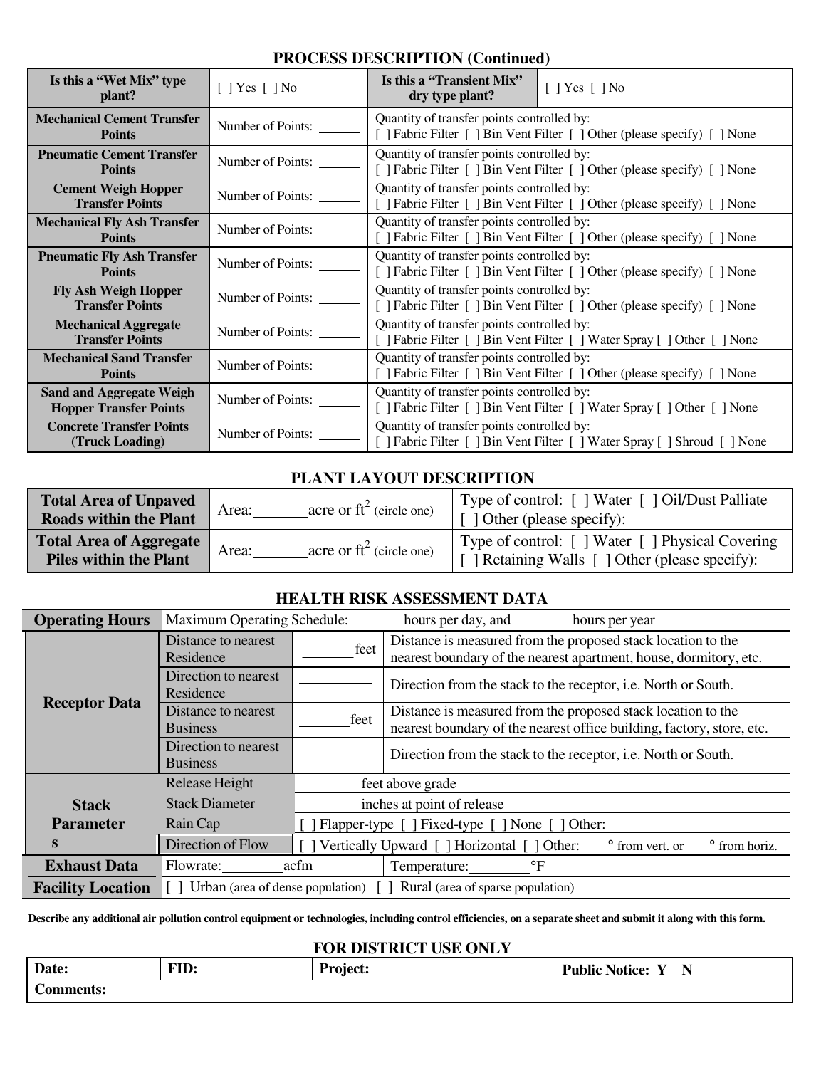## PROCESS DESCRIPTION (Continued)

| | | | |
|---|---|---|---|
| **Is this a "Wet Mix" type plant?** | [ ] Yes [ ] No | **Is this a "Transient Mix" dry type plant?** | [ ] Yes [ ] No |

| | | |
|---|---|---|
| **Mechanical Cement Transfer Points** | Number of Points: ______ | Quantity of transfer points controlled by: [ ] Fabric Filter [ ] Bin Vent Filter [ ] Other (please specify) [ ] None |
| **Pneumatic Cement Transfer Points** | Number of Points: ______ | Quantity of transfer points controlled by: [ ] Fabric Filter [ ] Bin Vent Filter [ ] Other (please specify) [ ] None |
| **Cement Weigh Hopper Transfer Points** | Number of Points: ______ | Quantity of transfer points controlled by: [ ] Fabric Filter [ ] Bin Vent Filter [ ] Other (please specify) [ ] None |
| **Mechanical Fly Ash Transfer Points** | Number of Points: ______ | Quantity of transfer points controlled by: [ ] Fabric Filter [ ] Bin Vent Filter [ ] Other (please specify) [ ] None |
| **Pneumatic Fly Ash Transfer Points** | Number of Points: ______ | Quantity of transfer points controlled by: [ ] Fabric Filter [ ] Bin Vent Filter [ ] Other (please specify) [ ] None |
| **Fly Ash Weigh Hopper Transfer Points** | Number of Points: ______ | Quantity of transfer points controlled by: [ ] Fabric Filter [ ] Bin Vent Filter [ ] Other (please specify) [ ] None |
| **Mechanical Aggregate Transfer Points** | Number of Points: ______ | Quantity of transfer points controlled by: [ ] Fabric Filter [ ] Bin Vent Filter [ ] Water Spray [ ] Other [ ] None |
| **Mechanical Sand Transfer Points** | Number of Points: ______ | Quantity of transfer points controlled by: [ ] Fabric Filter [ ] Bin Vent Filter [ ] Other (please specify) [ ] None |
| **Sand and Aggregate Weigh Hopper Transfer Points** | Number of Points: ______ | Quantity of transfer points controlled by: [ ] Fabric Filter [ ] Bin Vent Filter [ ] Water Spray [ ] Other [ ] None |
| **Concrete Transfer Points (Truck Loading)** | Number of Points: ______ | Quantity of transfer points controlled by: [ ] Fabric Filter [ ] Bin Vent Filter [ ] Water Spray [ ] Shroud [ ] None |

## PLANT LAYOUT DESCRIPTION

| | | |
|---|---|---|
| **Total Area of Unpaved Roads within the Plant** | Area:_______acre or $ft^2$ (circle one) | Type of control: [ ] Water [ ] Oil/Dust Palliate [ ] Other (please specify): |
| **Total Area of Aggregate Piles within the Plant** | Area:_______acre or $ft^2$ (circle one) | Type of control: [ ] Water [ ] Physical Covering [ ] Retaining Walls [ ] Other (please specify): |

## HEALTH RISK ASSESSMENT DATA

| | | | |
|---|---|---|---|
| **Operating Hours** | Maximum Operating Schedule:_______hours per day, and________hours per year | | |
| **Receptor Data** | Distance to nearest Residence | _______feet | Distance is measured from the proposed stack location to the nearest boundary of the nearest apartment, house, dormitory, etc. |
| | Direction to nearest Residence | _________ | Direction from the stack to the receptor, i.e. North or South. |
| | Distance to nearest Business | _______feet | Distance is measured from the proposed stack location to the nearest boundary of the nearest office building, factory, store, etc. |
| | Direction to nearest Business | _________ | Direction from the stack to the receptor, i.e. North or South. |
| **Stack Parameters** | Release Height | feet above grade | |
| | Stack Diameter | inches at point of release | |
| | Rain Cap | [ ] Flapper-type [ ] Fixed-type [ ] None [ ] Other: | |
| | Direction of Flow | [ ] Vertically Upward [ ] Horizontal [ ] Other: ° from vert. or ° from horiz. | |
| **Exhaust Data** | Flowrate:________acfm | Temperature:________°F | |
| **Facility Location** | [ ] Urban (area of dense population) [ ] Rural (area of sparse population) | | |

**Describe any additional air pollution control equipment or technologies, including control efficiencies, on a separate sheet and submit it along with this form.**

## FOR DISTRICT USE ONLY

| | | | |
|---|---|---|---|
| **Date:** | **FID:** | **Project:** | **Public Notice: Y N** |
| **Comments:** | | | |